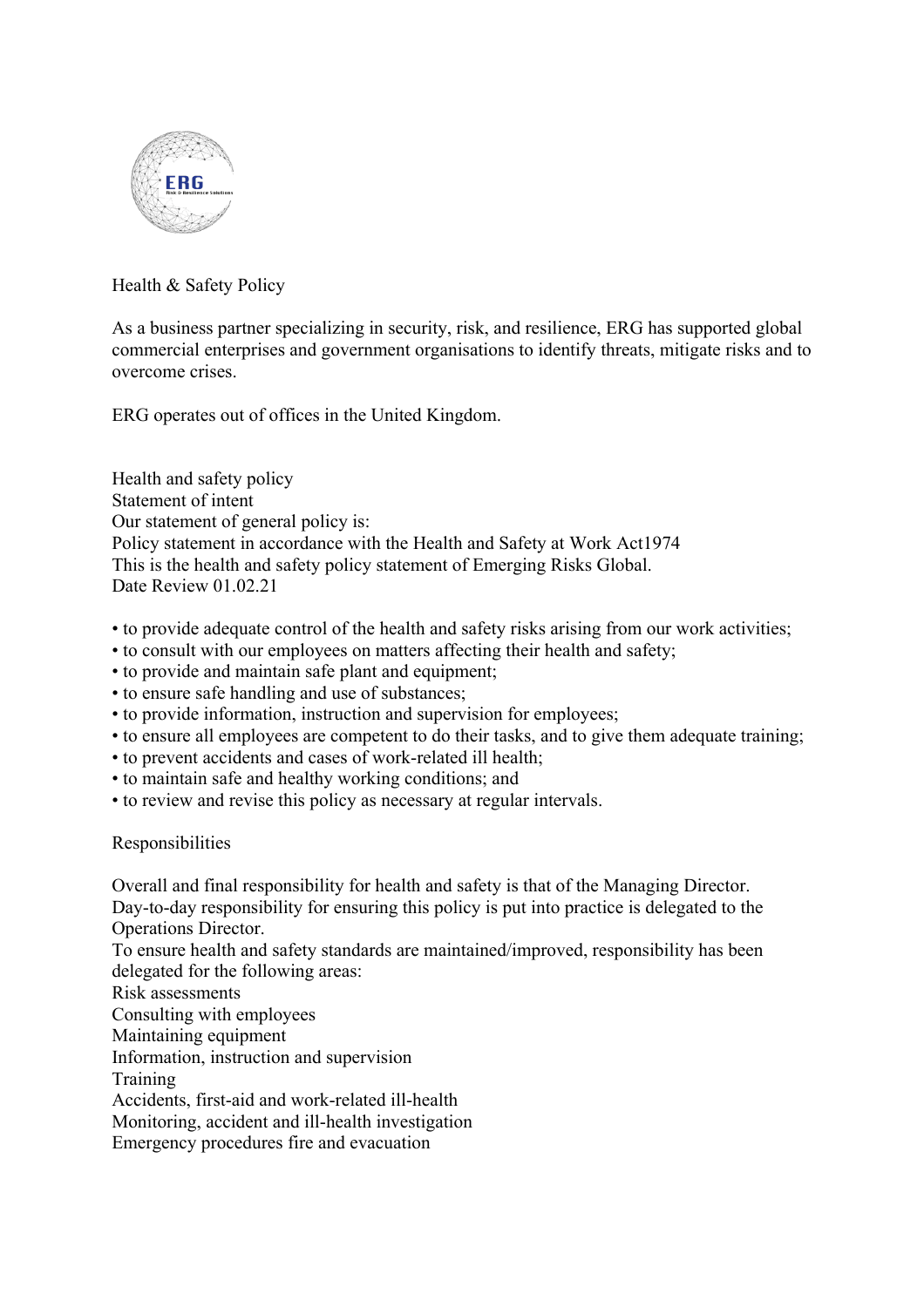# Health & Safety Policy

As a business partner specializing in security, risk, and resilience, ERG has supported global commercial enterprises and government organisations to identify threats, mitigate risks and to overcome crises.

ERG operates out of offices in the United Kingdom.

## Health and safety policy

### Statement of intent

Our statement of general policy is:

Policy statement in accordance with the Health and Safety at Work Act1974

This is the health and safety policy statement of Emerging Risks Global.

Date Review 01.02.21

- to provide adequate control of the health and safety risks arising from our work activities;
- to consult with our employees on matters affecting their health and safety;
- to provide and maintain safe plant and equipment;
- to ensure safe handling and use of substances;
- to provide information, instruction and supervision for employees;
- to ensure all employees are competent to do their tasks, and to give them adequate training;
- to prevent accidents and cases of work-related ill health;
- to maintain safe and healthy working conditions; and
- to review and revise this policy as necessary at regular intervals.

### Responsibilities

Overall and final responsibility for health and safety is that of the Managing Director.

Day-to-day responsibility for ensuring this policy is put into practice is delegated to the Operations Director.

To ensure health and safety standards are maintained/improved, responsibility has been delegated for the following areas:

Risk assessments

Consulting with employees

Maintaining equipment

Information, instruction and supervision

Training

Accidents, first-aid and work-related ill-health

Monitoring, accident and ill-health investigation

Emergency procedures fire and evacuation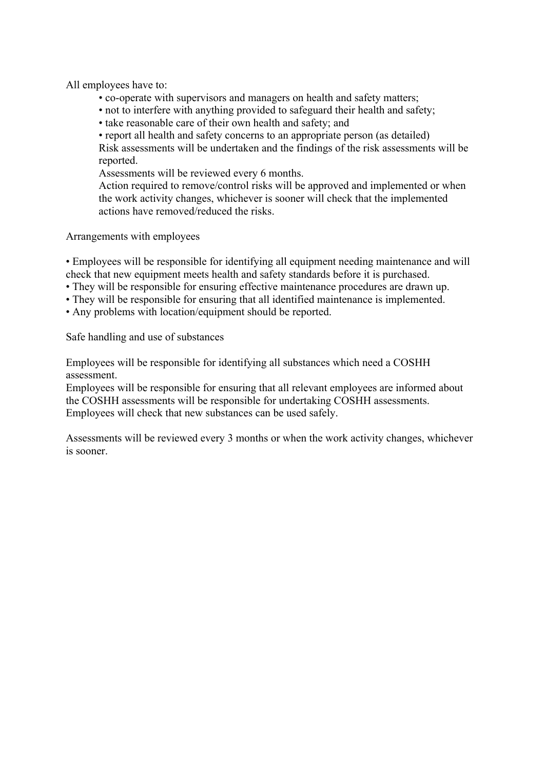All employees have to:

- co-operate with supervisors and managers on health and safety matters;
- not to interfere with anything provided to safeguard their health and safety;
- take reasonable care of their own health and safety; and
- report all health and safety concerns to an appropriate person (as detailed)

  Risk assessments will be undertaken and the findings of the risk assessments will be reported.

  Assessments will be reviewed every 6 months.

  Action required to remove/control risks will be approved and implemented or when the work activity changes, whichever is sooner will check that the implemented actions have removed/reduced the risks.

Arrangements with employees

- Employees will be responsible for identifying all equipment needing maintenance and will check that new equipment meets health and safety standards before it is purchased.
- They will be responsible for ensuring effective maintenance procedures are drawn up.
- They will be responsible for ensuring that all identified maintenance is implemented.
- Any problems with location/equipment should be reported.

Safe handling and use of substances

Employees will be responsible for identifying all substances which need a COSHH assessment.
Employees will be responsible for ensuring that all relevant employees are informed about the COSHH assessments will be responsible for undertaking COSHH assessments.
Employees will check that new substances can be used safely.

Assessments will be reviewed every 3 months or when the work activity changes, whichever is sooner.